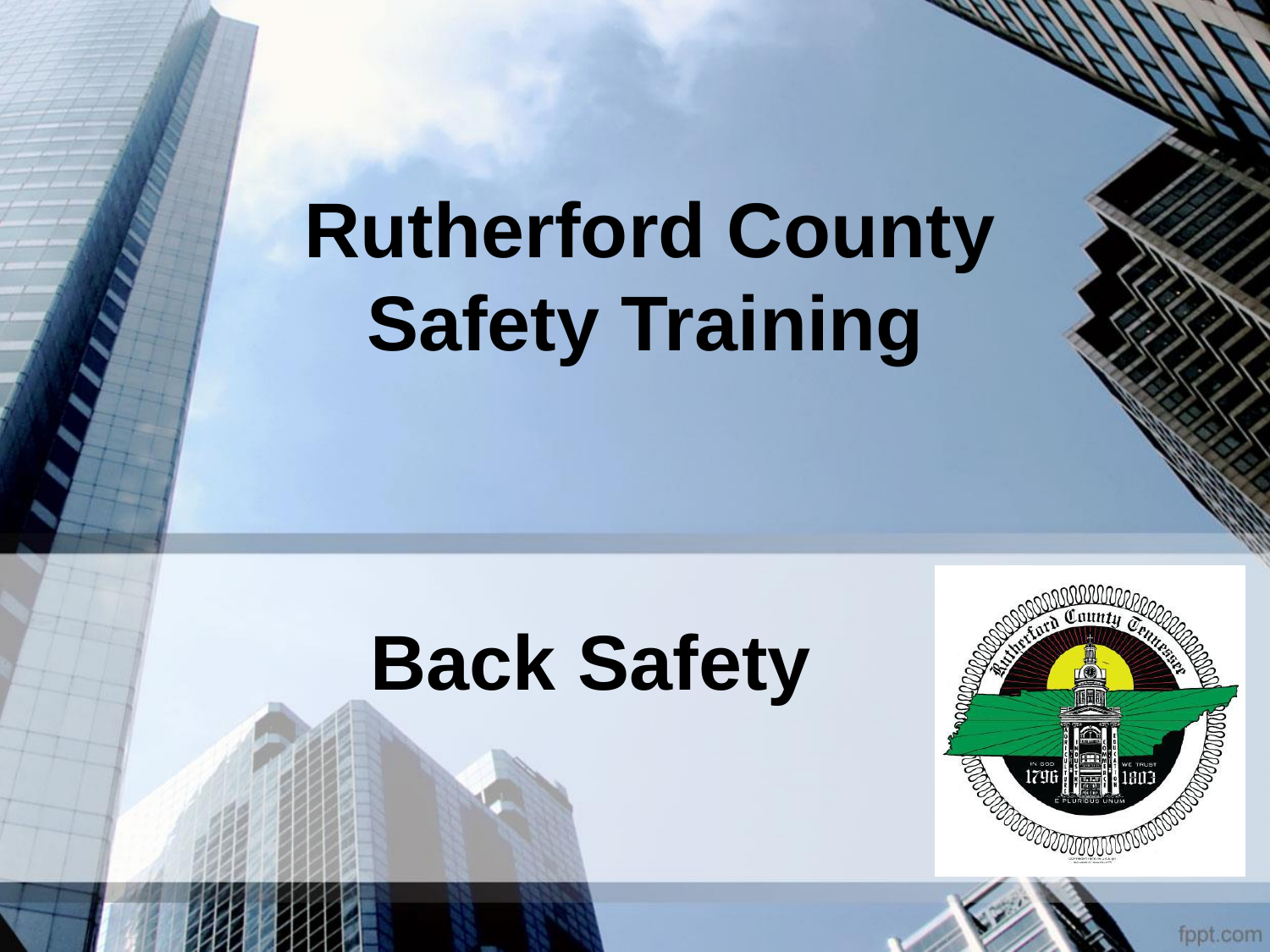# Rutherford County Safety Training

## Back Safety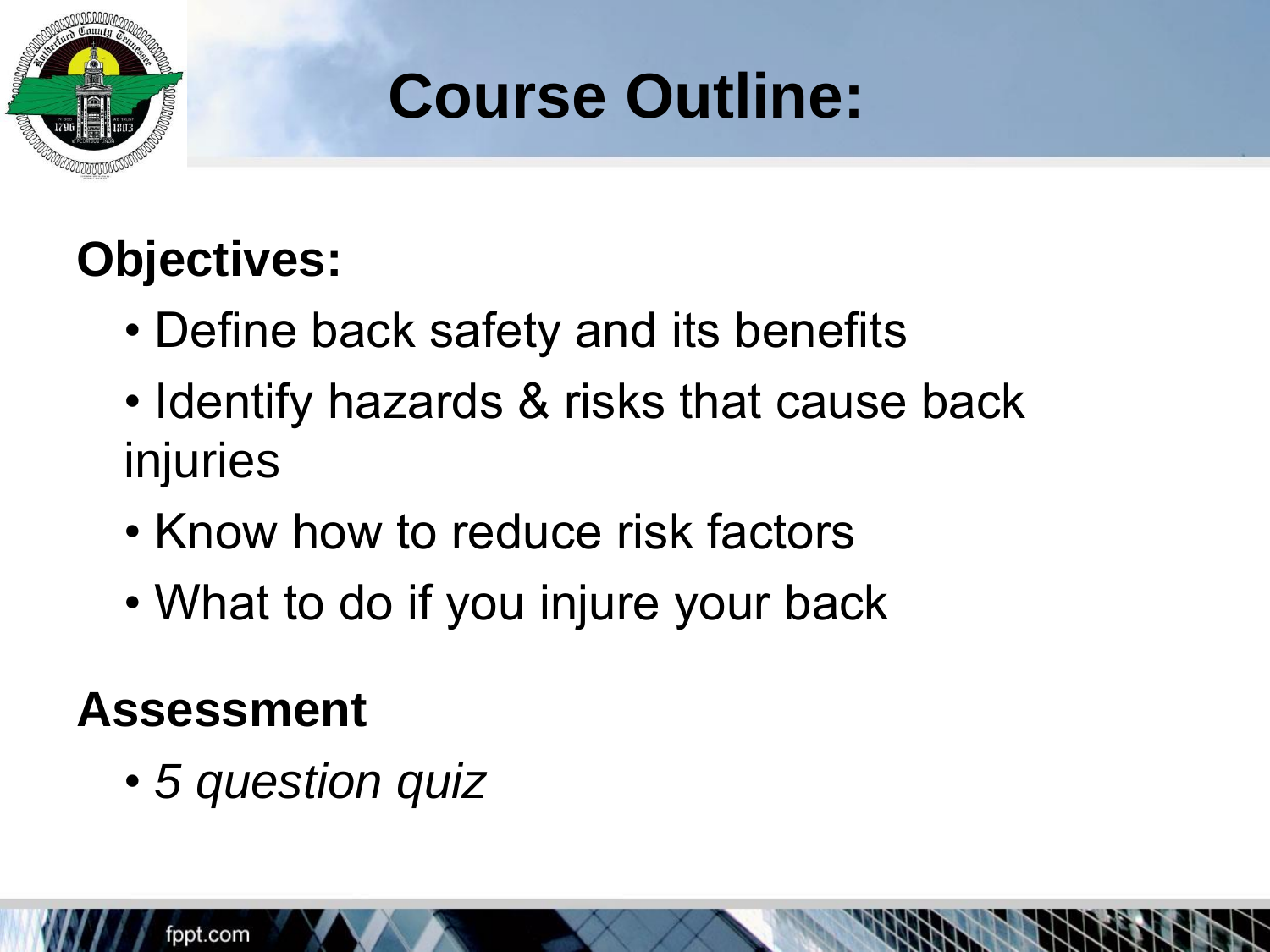# Course Outline:

**Objectives:**

- Define back safety and its benefits
- Identify hazards & risks that cause back injuries
- Know how to reduce risk factors
- What to do if you injure your back

**Assessment**

- *5 question quiz*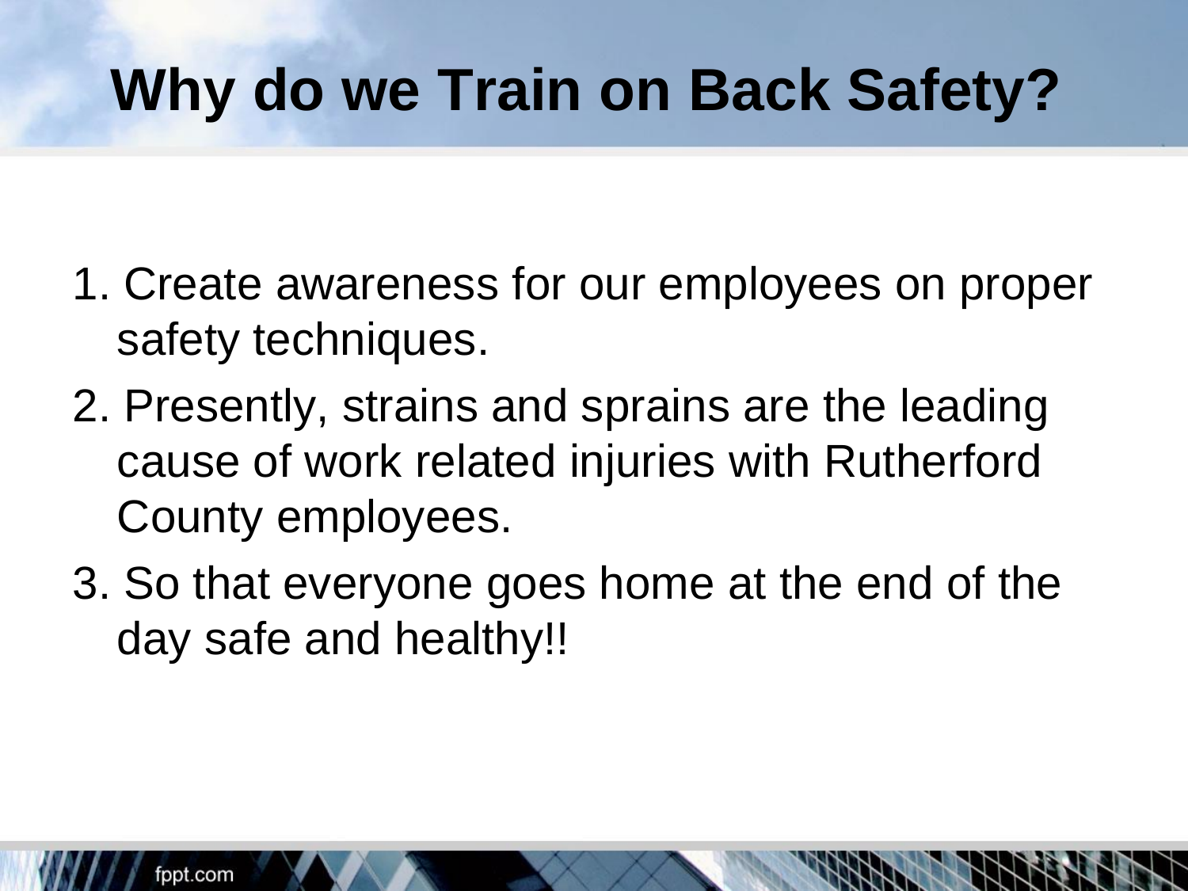# Why do we Train on Back Safety?

1. Create awareness for our employees on proper safety techniques.
2. Presently, strains and sprains are the leading cause of work related injuries with Rutherford County employees.
3. So that everyone goes home at the end of the day safe and healthy!!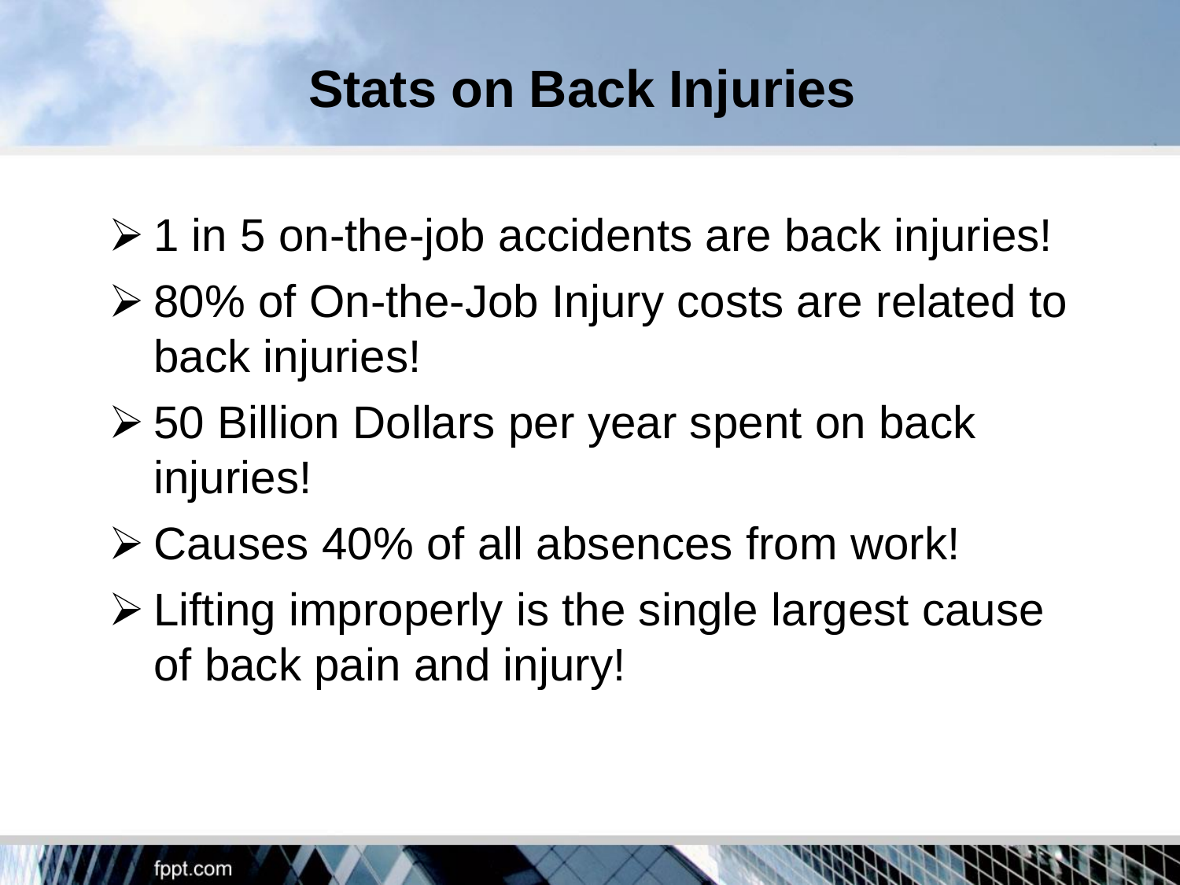# Stats on Back Injuries

- 1 in 5 on-the-job accidents are back injuries!
- 80% of On-the-Job Injury costs are related to back injuries!
- 50 Billion Dollars per year spent on back injuries!
- Causes 40% of all absences from work!
- Lifting improperly is the single largest cause of back pain and injury!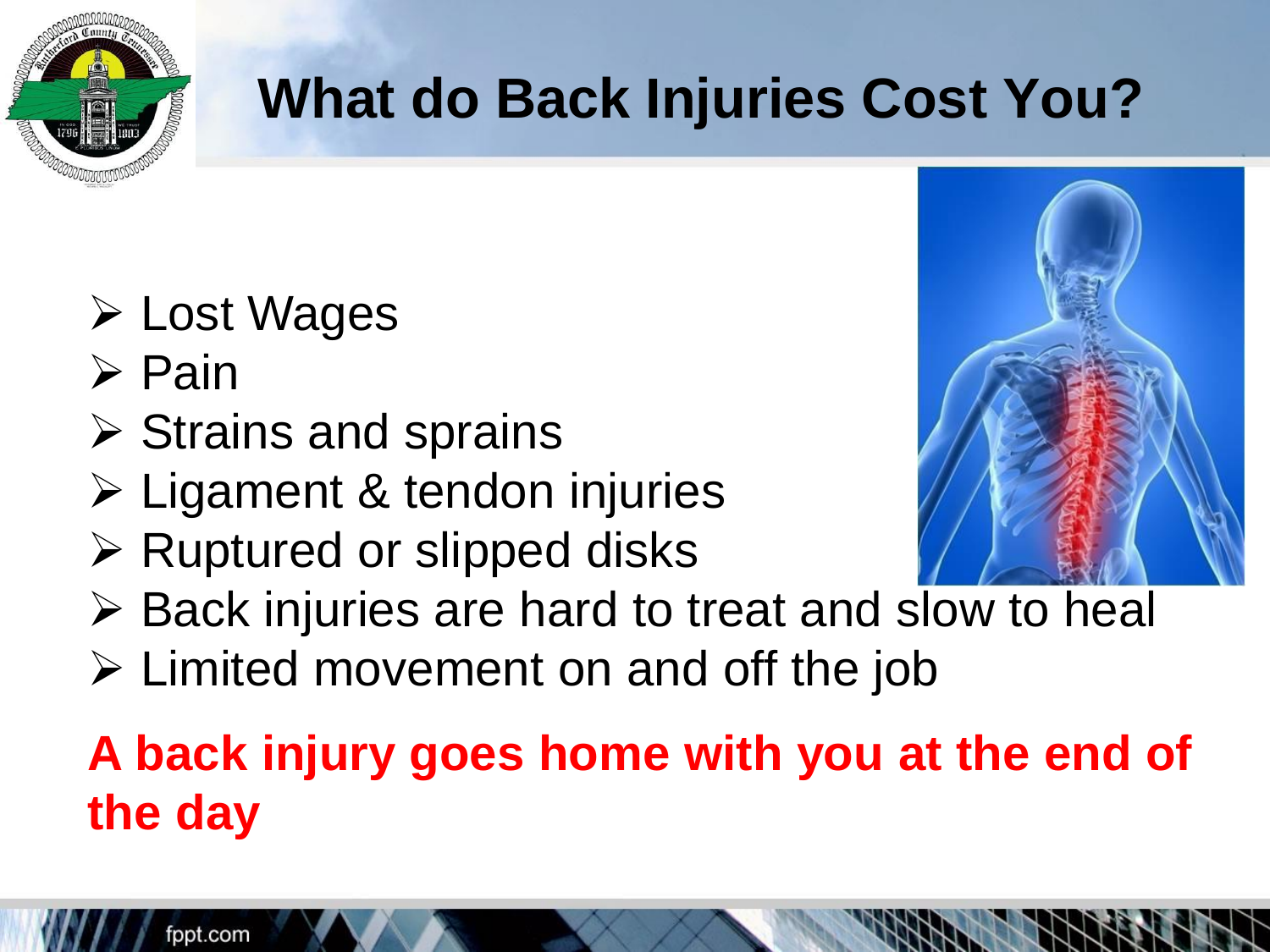# What do Back Injuries Cost You?

- Lost Wages
- Pain
- Strains and sprains
- Ligament & tendon injuries
- Ruptured or slipped disks
- Back injuries are hard to treat and slow to heal
- Limited movement on and off the job

**A back injury goes home with you at the end of the day**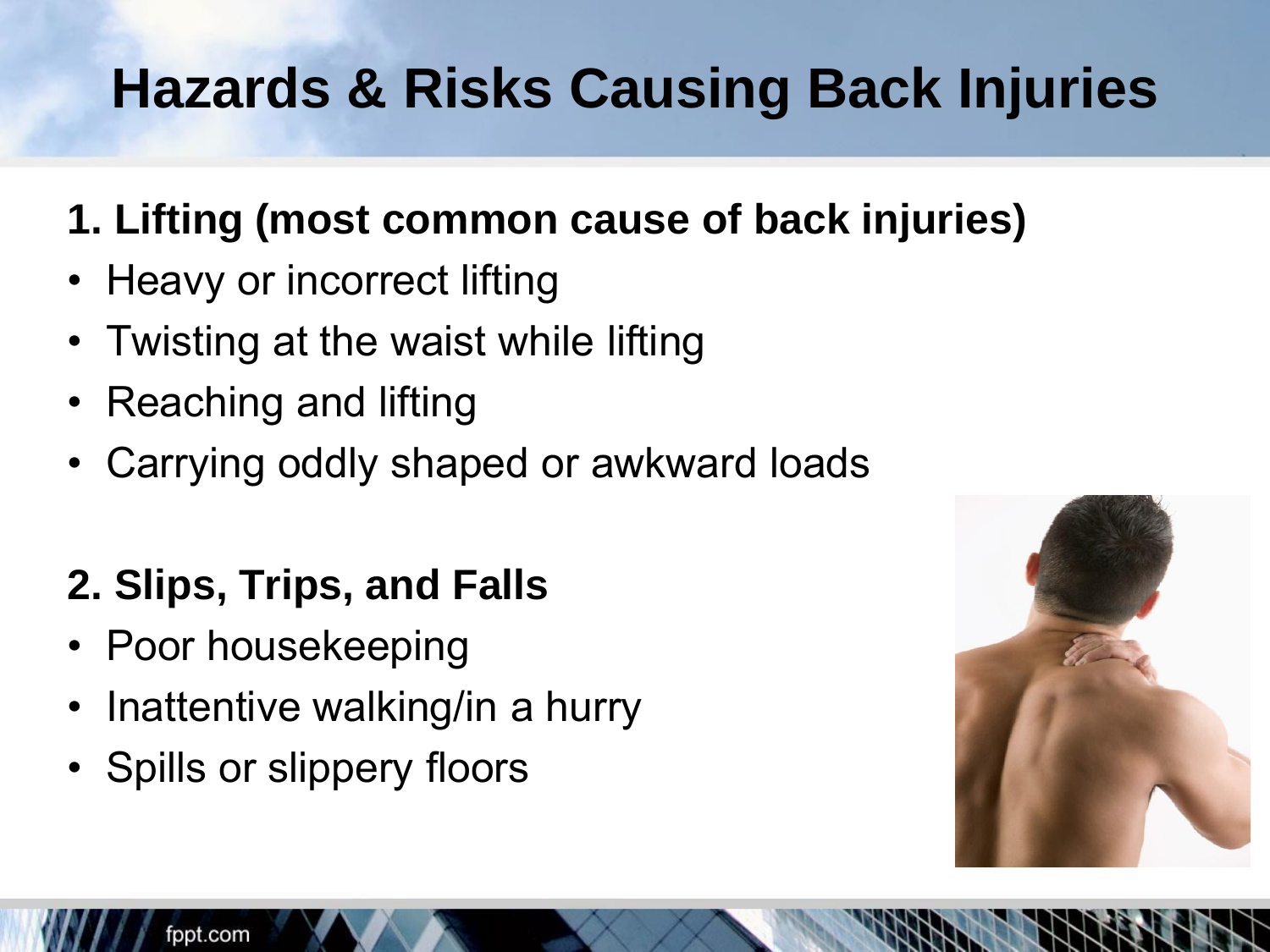# Hazards & Risks Causing Back Injuries

**1. Lifting (most common cause of back injuries)**

- Heavy or incorrect lifting
- Twisting at the waist while lifting
- Reaching and lifting
- Carrying oddly shaped or awkward loads

**2. Slips, Trips, and Falls**

- Poor housekeeping
- Inattentive walking/in a hurry
- Spills or slippery floors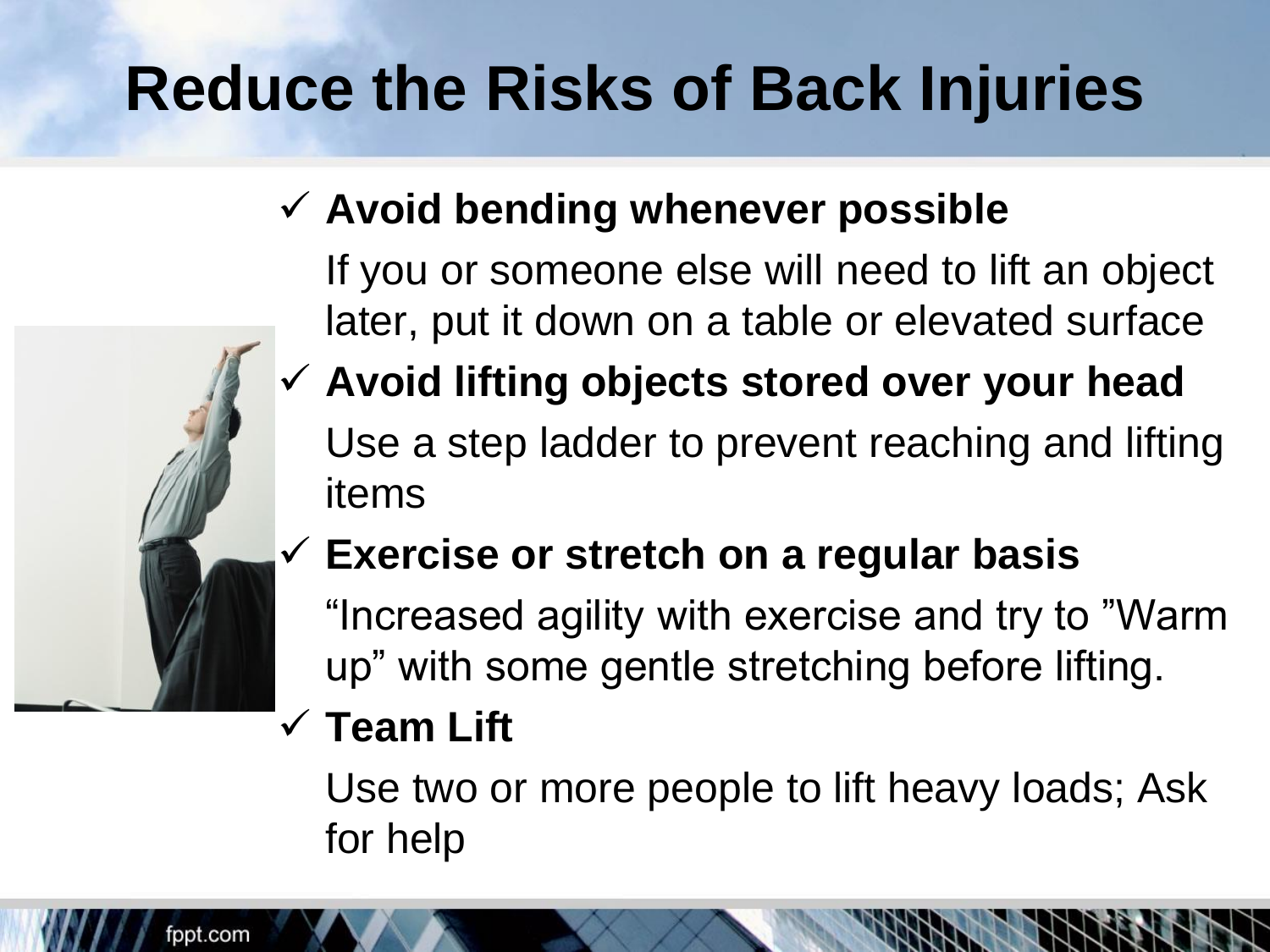# Reduce the Risks of Back Injuries

- ✓ **Avoid bending whenever possible**

  If you or someone else will need to lift an object later, put it down on a table or elevated surface

- ✓ **Avoid lifting objects stored over your head**

  Use a step ladder to prevent reaching and lifting items

- ✓ **Exercise or stretch on a regular basis**

  "Increased agility with exercise and try to "Warm up" with some gentle stretching before lifting.

- ✓ **Team Lift**

  Use two or more people to lift heavy loads; Ask for help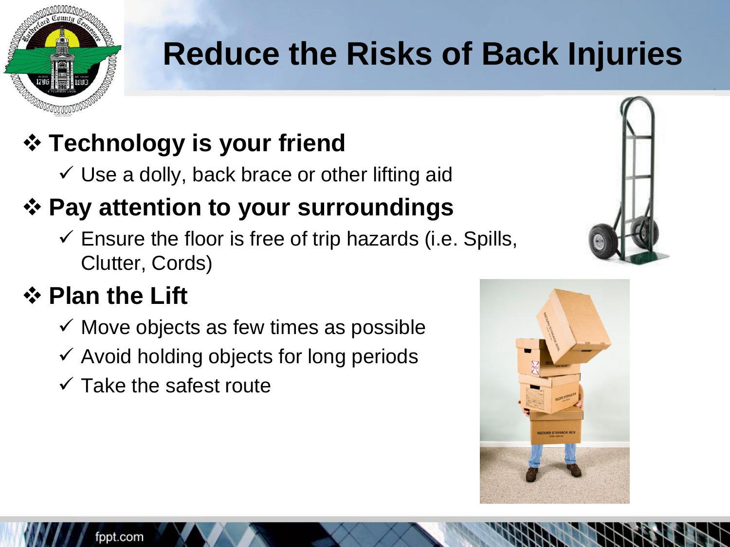# Reduce the Risks of Back Injuries

- **Technology is your friend**
  - Use a dolly, back brace or other lifting aid
- **Pay attention to your surroundings**
  - Ensure the floor is free of trip hazards (i.e. Spills, Clutter, Cords)
- **Plan the Lift**
  - Move objects as few times as possible
  - Avoid holding objects for long periods
  - Take the safest route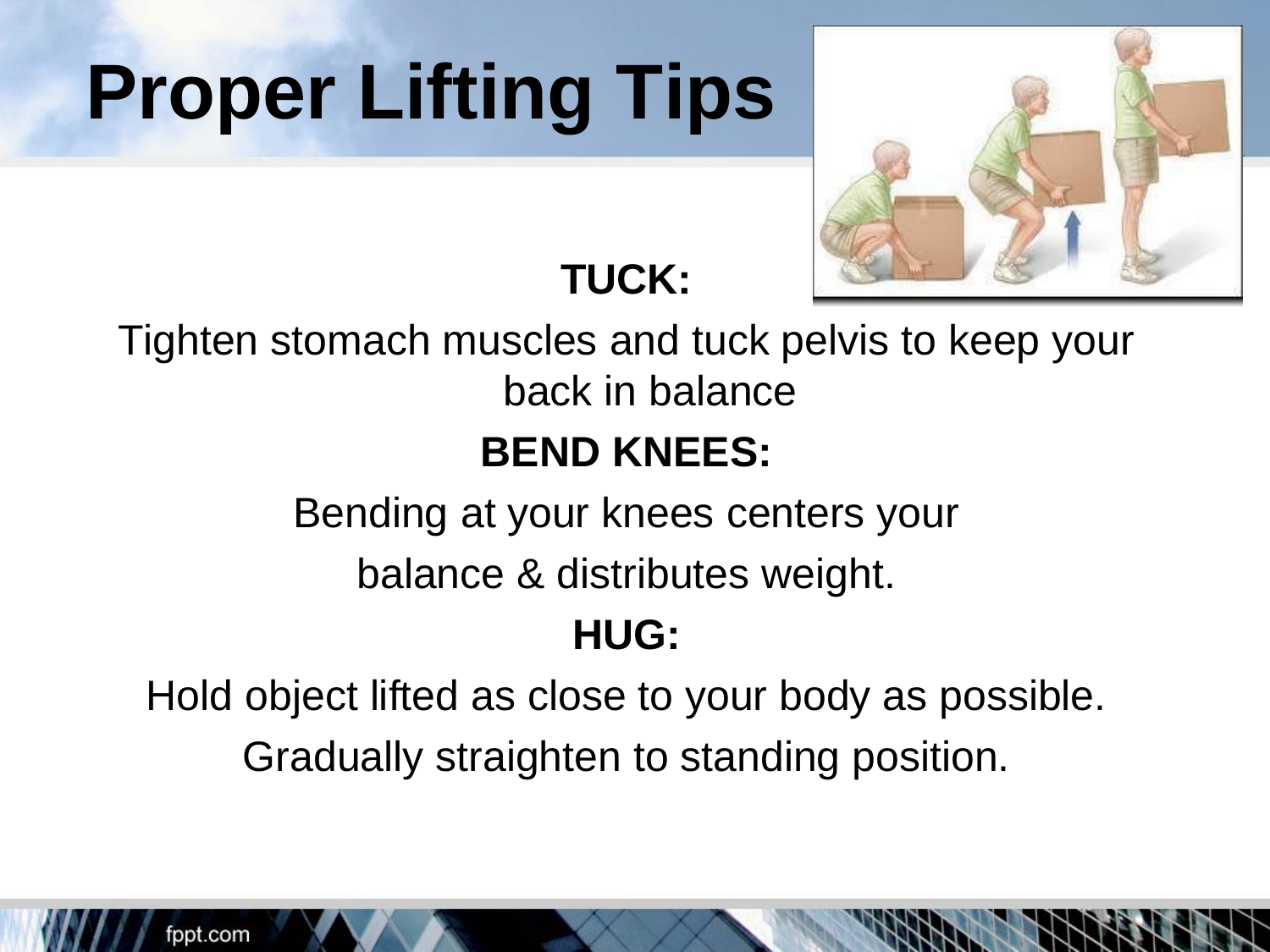# Proper Lifting Tips

**TUCK:**

Tighten stomach muscles and tuck pelvis to keep your back in balance

**BEND KNEES:**

Bending at your knees centers your balance & distributes weight.

**HUG:**

Hold object lifted as close to your body as possible.

Gradually straighten to standing position.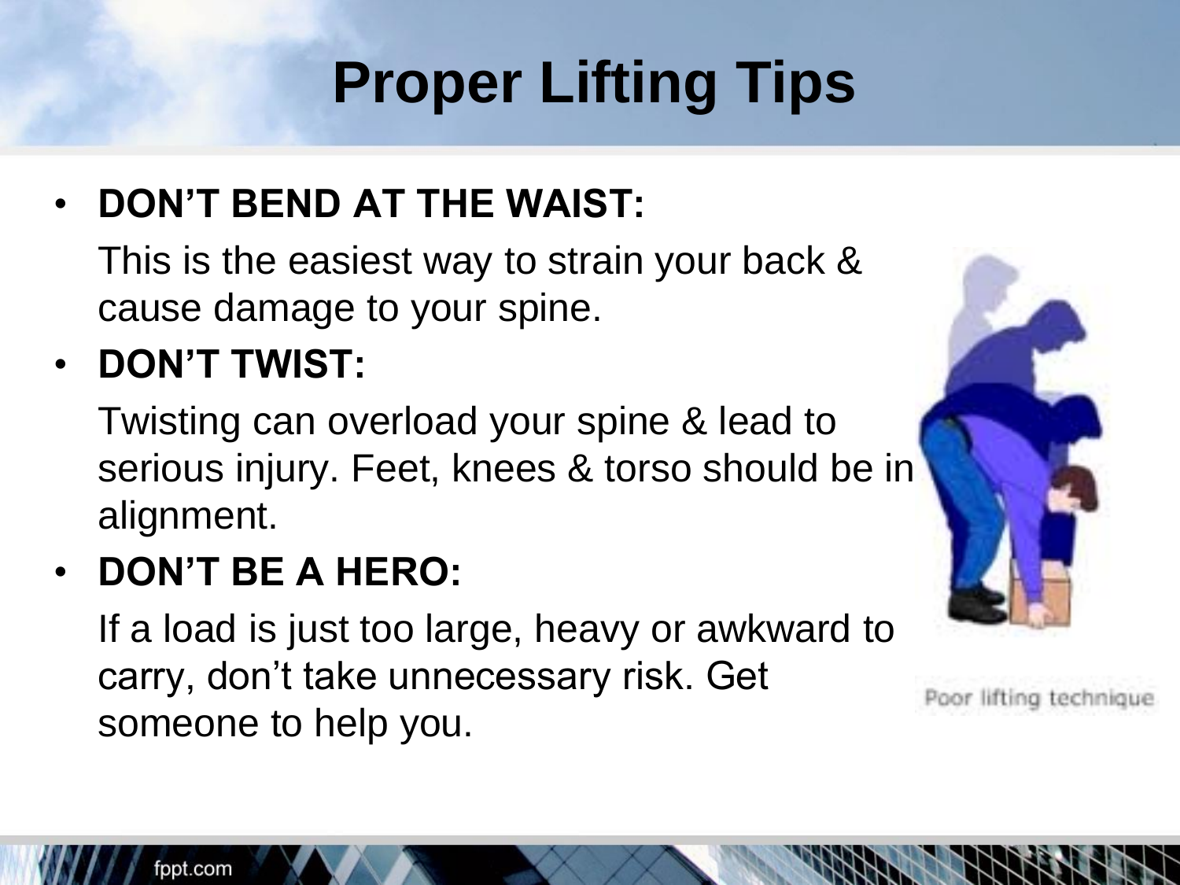# Proper Lifting Tips

- **DON'T BEND AT THE WAIST:**

  This is the easiest way to strain your back & cause damage to your spine.

- **DON'T TWIST:**

  Twisting can overload your spine & lead to serious injury. Feet, knees & torso should be in alignment.

- **DON'T BE A HERO:**

  If a load is just too large, heavy or awkward to carry, don't take unnecessary risk. Get someone to help you.

Poor lifting technique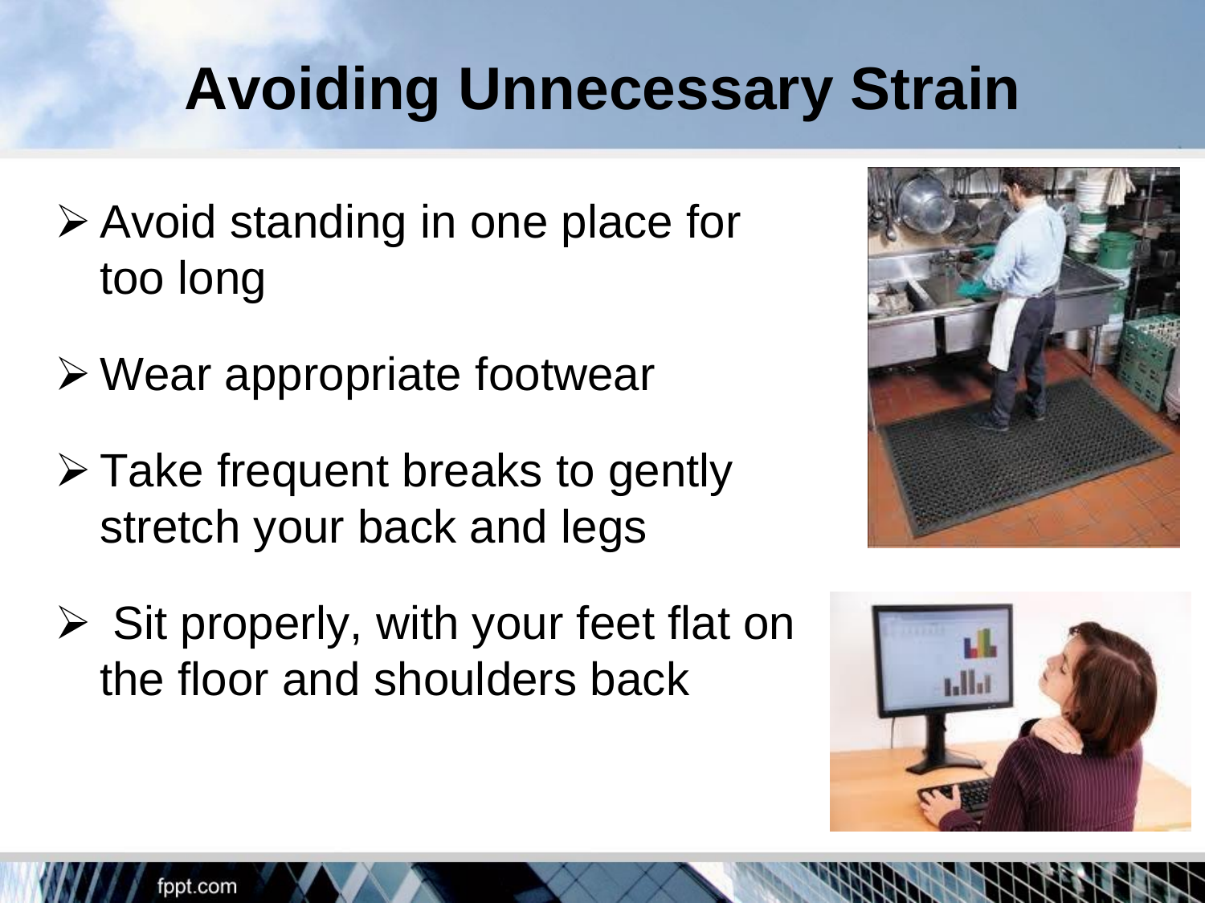# Avoiding Unnecessary Strain

- Avoid standing in one place for too long
- Wear appropriate footwear
- Take frequent breaks to gently stretch your back and legs
- Sit properly, with your feet flat on the floor and shoulders back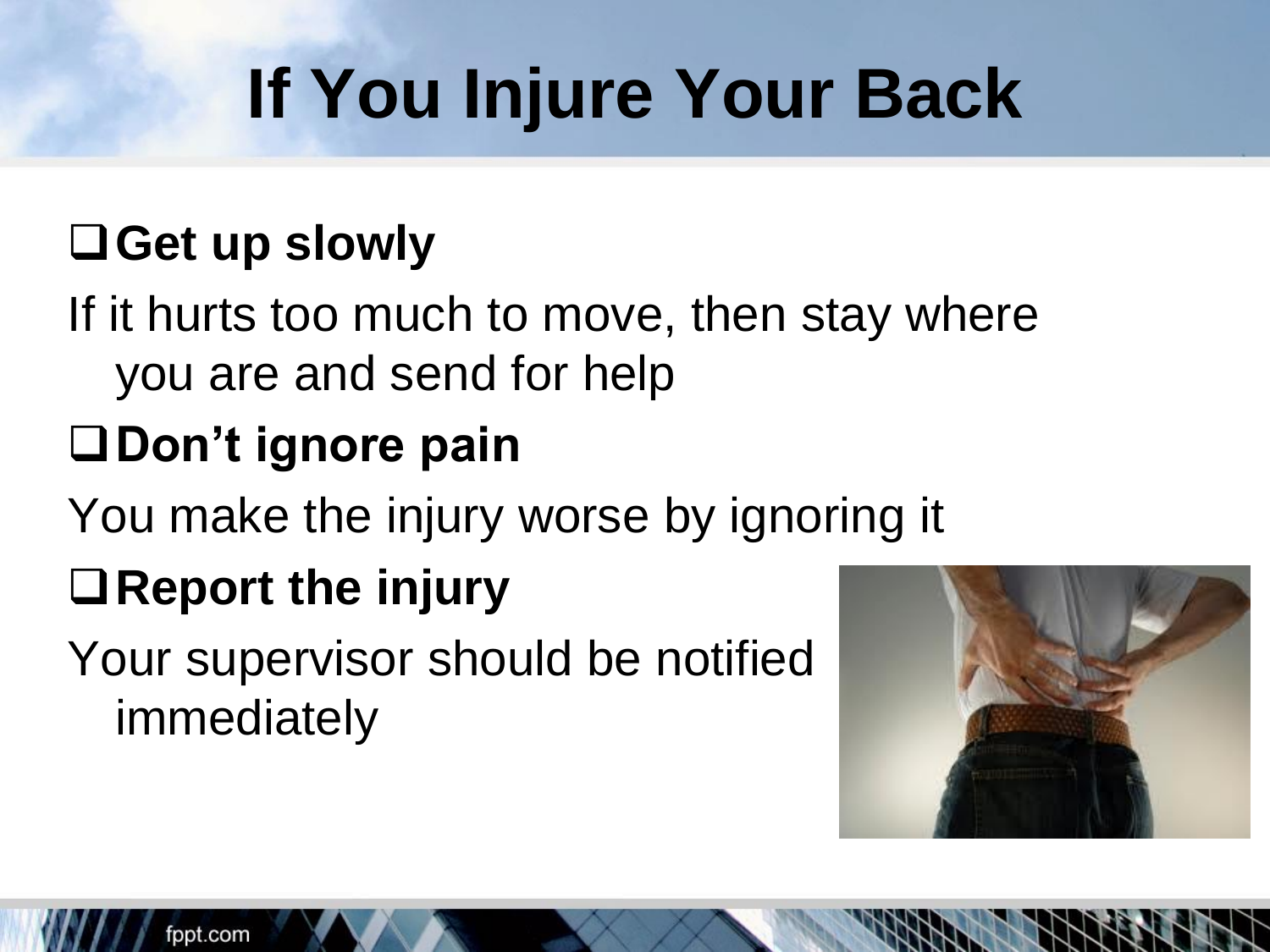# If You Injure Your Back

- ❑ **Get up slowly**

If it hurts too much to move, then stay where you are and send for help

- ❑ **Don't ignore pain**

You make the injury worse by ignoring it

- ❑ **Report the injury**

Your supervisor should be notified immediately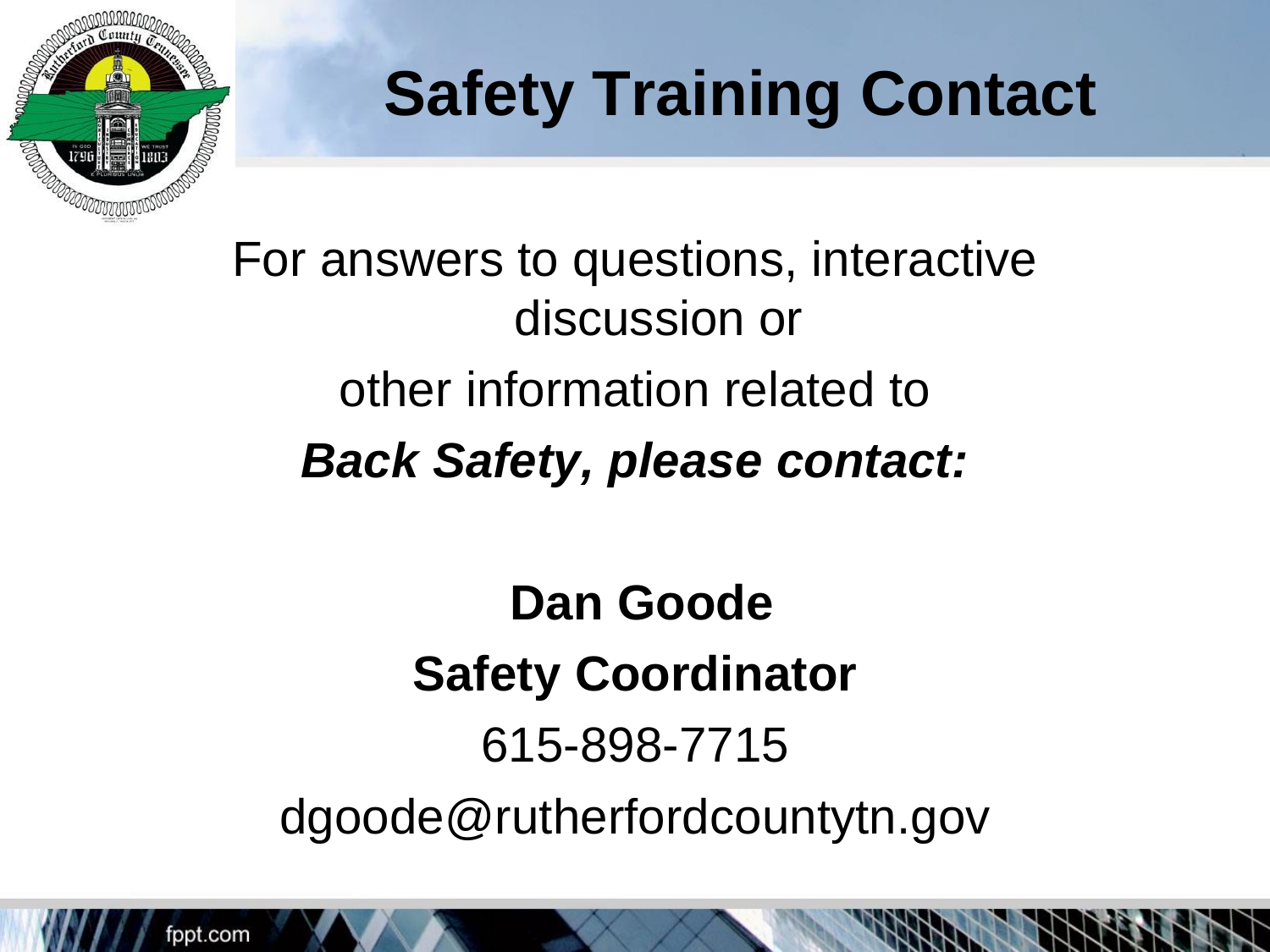# Safety Training Contact

For answers to questions, interactive discussion or

other information related to

***Back Safety, please contact:***

**Dan Goode**

**Safety Coordinator**

615-898-7715

dgoode@rutherfordcountytn.gov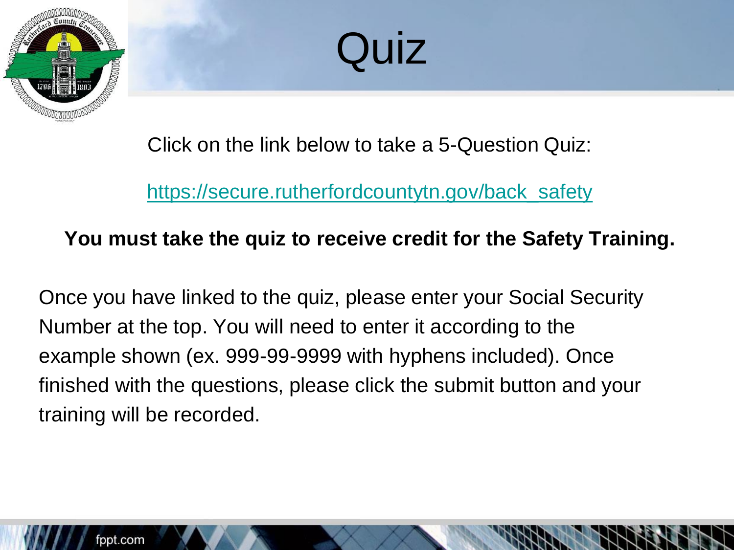# Quiz

Click on the link below to take a 5-Question Quiz:

https://secure.rutherfordcountytn.gov/back_safety

**You must take the quiz to receive credit for the Safety Training.**

Once you have linked to the quiz, please enter your Social Security Number at the top. You will need to enter it according to the example shown (ex. 999-99-9999 with hyphens included). Once finished with the questions, please click the submit button and your training will be recorded.